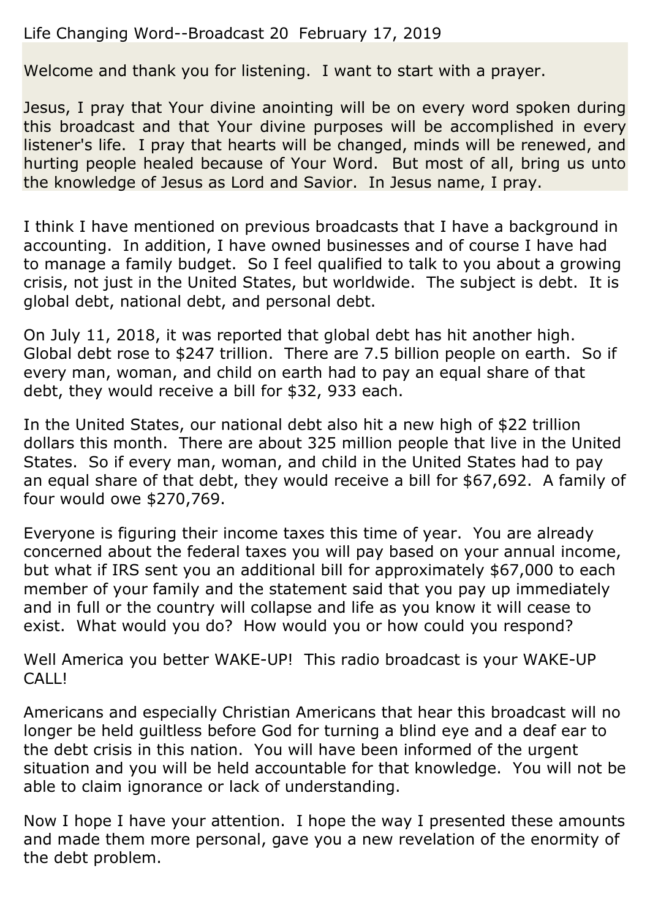Life Changing Word--Broadcast 20 February 17, 2019

Welcome and thank you for listening. I want to start with a prayer.

Jesus, I pray that Your divine anointing will be on every word spoken during this broadcast and that Your divine purposes will be accomplished in every listener's life. I pray that hearts will be changed, minds will be renewed, and hurting people healed because of Your Word. But most of all, bring us unto the knowledge of Jesus as Lord and Savior. In Jesus name, I pray.

I think I have mentioned on previous broadcasts that I have a background in accounting. In addition, I have owned businesses and of course I have had to manage a family budget. So I feel qualified to talk to you about a growing crisis, not just in the United States, but worldwide. The subject is debt. It is global debt, national debt, and personal debt.

On July 11, 2018, it was reported that global debt has hit another high. Global debt rose to $247 trillion. There are 7.5 billion people on earth. So if every man, woman, and child on earth had to pay an equal share of that debt, they would receive a bill for $32, 933 each.

In the United States, our national debt also hit a new high of $22 trillion dollars this month. There are about 325 million people that live in the United States. So if every man, woman, and child in the United States had to pay an equal share of that debt, they would receive a bill for $67,692. A family of four would owe $270,769.

Everyone is figuring their income taxes this time of year. You are already concerned about the federal taxes you will pay based on your annual income, but what if IRS sent you an additional bill for approximately $67,000 to each member of your family and the statement said that you pay up immediately and in full or the country will collapse and life as you know it will cease to exist. What would you do? How would you or how could you respond?

Well America you better WAKE-UP! This radio broadcast is your WAKE-UP CALL!

Americans and especially Christian Americans that hear this broadcast will no longer be held guiltless before God for turning a blind eye and a deaf ear to the debt crisis in this nation. You will have been informed of the urgent situation and you will be held accountable for that knowledge. You will not be able to claim ignorance or lack of understanding.

Now I hope I have your attention. I hope the way I presented these amounts and made them more personal, gave you a new revelation of the enormity of the debt problem.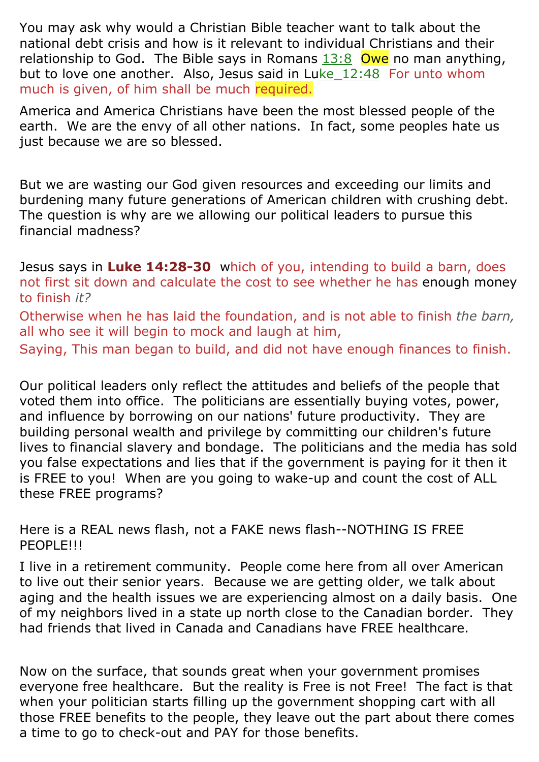You may ask why would a Christian Bible teacher want to talk about the national debt crisis and how is it relevant to individual Christians and their relationship to God. The Bible says in Romans 13:8 Owe no man anything, but to love one another. Also, Jesus said in Luke_12:48 For unto whom much is given, of him shall be much required.

America and America Christians have been the most blessed people of the earth. We are the envy of all other nations. In fact, some peoples hate us just because we are so blessed.

But we are wasting our God given resources and exceeding our limits and burdening many future generations of American children with crushing debt. The question is why are we allowing our political leaders to pursue this financial madness?

Jesus says in **Luke 14:28-30** which of you, intending to build a barn, does not first sit down and calculate the cost to see whether he has enough money to finish *it?*

Otherwise when he has laid the foundation, and is not able to finish *the barn,* all who see it will begin to mock and laugh at him,

Saying, This man began to build, and did not have enough finances to finish.

Our political leaders only reflect the attitudes and beliefs of the people that voted them into office. The politicians are essentially buying votes, power, and influence by borrowing on our nations' future productivity. They are building personal wealth and privilege by committing our children's future lives to financial slavery and bondage. The politicians and the media has sold you false expectations and lies that if the government is paying for it then it is FREE to you! When are you going to wake-up and count the cost of ALL these FREE programs?

Here is a REAL news flash, not a FAKE news flash--NOTHING IS FREE PEOPLE!!!

I live in a retirement community. People come here from all over American to live out their senior years. Because we are getting older, we talk about aging and the health issues we are experiencing almost on a daily basis. One of my neighbors lived in a state up north close to the Canadian border. They had friends that lived in Canada and Canadians have FREE healthcare.

Now on the surface, that sounds great when your government promises everyone free healthcare. But the reality is Free is not Free! The fact is that when your politician starts filling up the government shopping cart with all those FREE benefits to the people, they leave out the part about there comes a time to go to check-out and PAY for those benefits.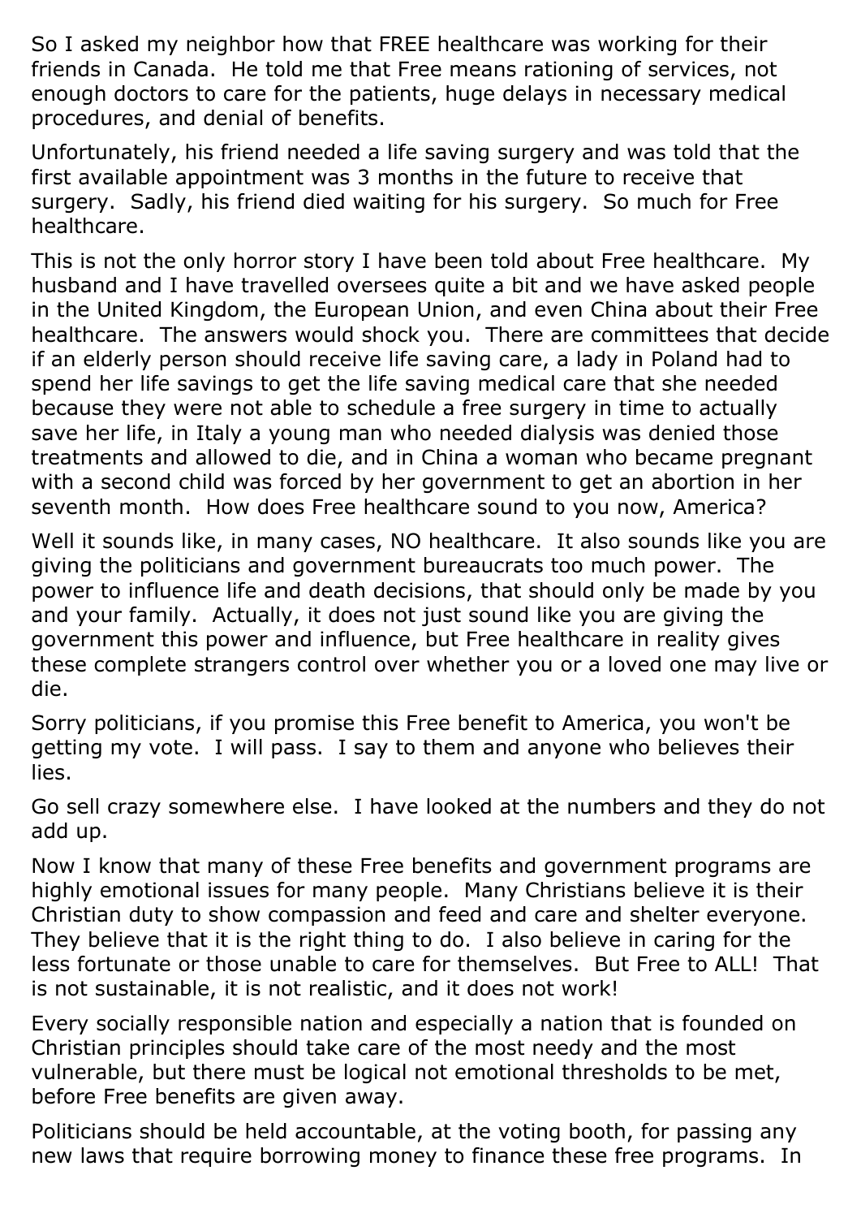So I asked my neighbor how that FREE healthcare was working for their friends in Canada. He told me that Free means rationing of services, not enough doctors to care for the patients, huge delays in necessary medical procedures, and denial of benefits.

Unfortunately, his friend needed a life saving surgery and was told that the first available appointment was 3 months in the future to receive that surgery. Sadly, his friend died waiting for his surgery. So much for Free healthcare.

This is not the only horror story I have been told about Free healthcare. My husband and I have travelled oversees quite a bit and we have asked people in the United Kingdom, the European Union, and even China about their Free healthcare. The answers would shock you. There are committees that decide if an elderly person should receive life saving care, a lady in Poland had to spend her life savings to get the life saving medical care that she needed because they were not able to schedule a free surgery in time to actually save her life, in Italy a young man who needed dialysis was denied those treatments and allowed to die, and in China a woman who became pregnant with a second child was forced by her government to get an abortion in her seventh month. How does Free healthcare sound to you now, America?

Well it sounds like, in many cases, NO healthcare. It also sounds like you are giving the politicians and government bureaucrats too much power. The power to influence life and death decisions, that should only be made by you and your family. Actually, it does not just sound like you are giving the government this power and influence, but Free healthcare in reality gives these complete strangers control over whether you or a loved one may live or die.

Sorry politicians, if you promise this Free benefit to America, you won't be getting my vote. I will pass. I say to them and anyone who believes their lies.

Go sell crazy somewhere else. I have looked at the numbers and they do not add up.

Now I know that many of these Free benefits and government programs are highly emotional issues for many people. Many Christians believe it is their Christian duty to show compassion and feed and care and shelter everyone. They believe that it is the right thing to do. I also believe in caring for the less fortunate or those unable to care for themselves. But Free to ALL! That is not sustainable, it is not realistic, and it does not work!

Every socially responsible nation and especially a nation that is founded on Christian principles should take care of the most needy and the most vulnerable, but there must be logical not emotional thresholds to be met, before Free benefits are given away.

Politicians should be held accountable, at the voting booth, for passing any new laws that require borrowing money to finance these free programs. In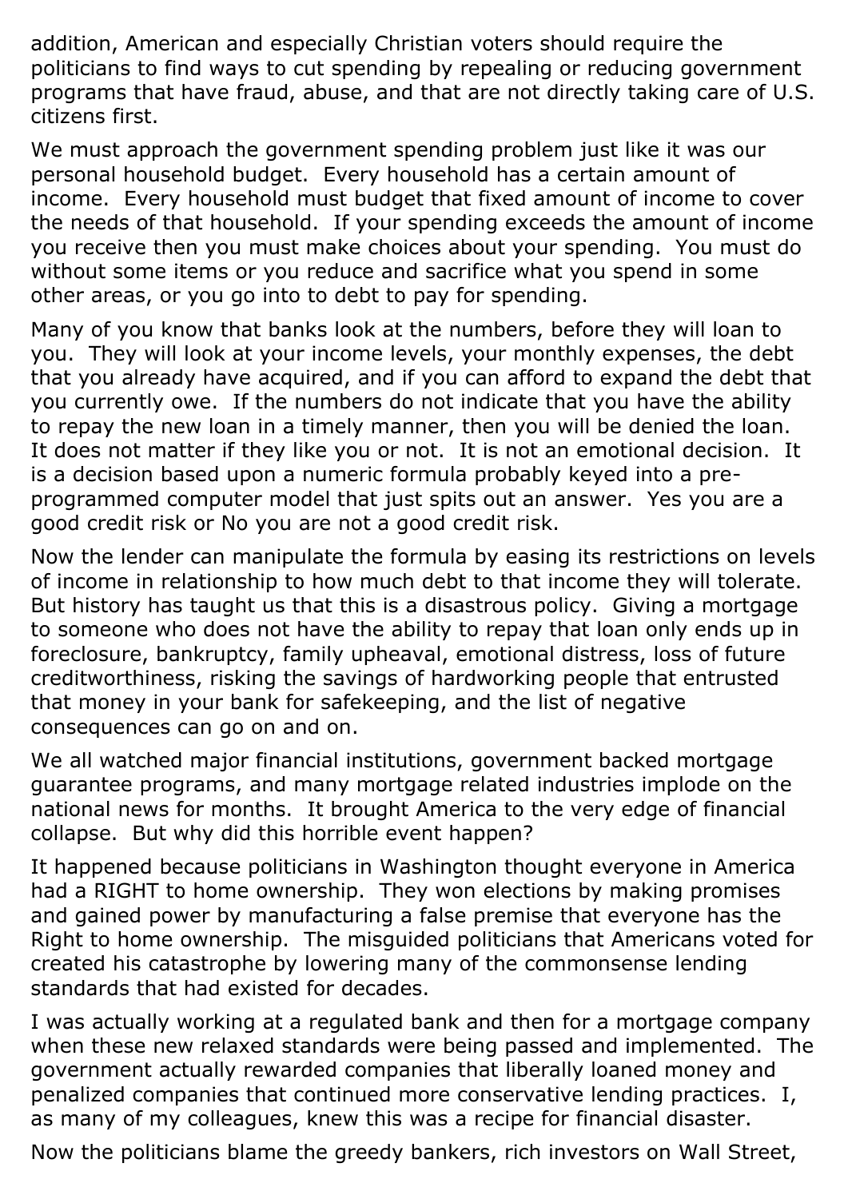addition, American and especially Christian voters should require the politicians to find ways to cut spending by repealing or reducing government programs that have fraud, abuse, and that are not directly taking care of U.S. citizens first.

We must approach the government spending problem just like it was our personal household budget. Every household has a certain amount of income. Every household must budget that fixed amount of income to cover the needs of that household. If your spending exceeds the amount of income you receive then you must make choices about your spending. You must do without some items or you reduce and sacrifice what you spend in some other areas, or you go into to debt to pay for spending.

Many of you know that banks look at the numbers, before they will loan to you. They will look at your income levels, your monthly expenses, the debt that you already have acquired, and if you can afford to expand the debt that you currently owe. If the numbers do not indicate that you have the ability to repay the new loan in a timely manner, then you will be denied the loan. It does not matter if they like you or not. It is not an emotional decision. It is a decision based upon a numeric formula probably keyed into a pre-programmed computer model that just spits out an answer. Yes you are a good credit risk or No you are not a good credit risk.

Now the lender can manipulate the formula by easing its restrictions on levels of income in relationship to how much debt to that income they will tolerate. But history has taught us that this is a disastrous policy. Giving a mortgage to someone who does not have the ability to repay that loan only ends up in foreclosure, bankruptcy, family upheaval, emotional distress, loss of future creditworthiness, risking the savings of hardworking people that entrusted that money in your bank for safekeeping, and the list of negative consequences can go on and on.

We all watched major financial institutions, government backed mortgage guarantee programs, and many mortgage related industries implode on the national news for months. It brought America to the very edge of financial collapse. But why did this horrible event happen?

It happened because politicians in Washington thought everyone in America had a RIGHT to home ownership. They won elections by making promises and gained power by manufacturing a false premise that everyone has the Right to home ownership. The misguided politicians that Americans voted for created his catastrophe by lowering many of the commonsense lending standards that had existed for decades.

I was actually working at a regulated bank and then for a mortgage company when these new relaxed standards were being passed and implemented. The government actually rewarded companies that liberally loaned money and penalized companies that continued more conservative lending practices. I, as many of my colleagues, knew this was a recipe for financial disaster.

Now the politicians blame the greedy bankers, rich investors on Wall Street,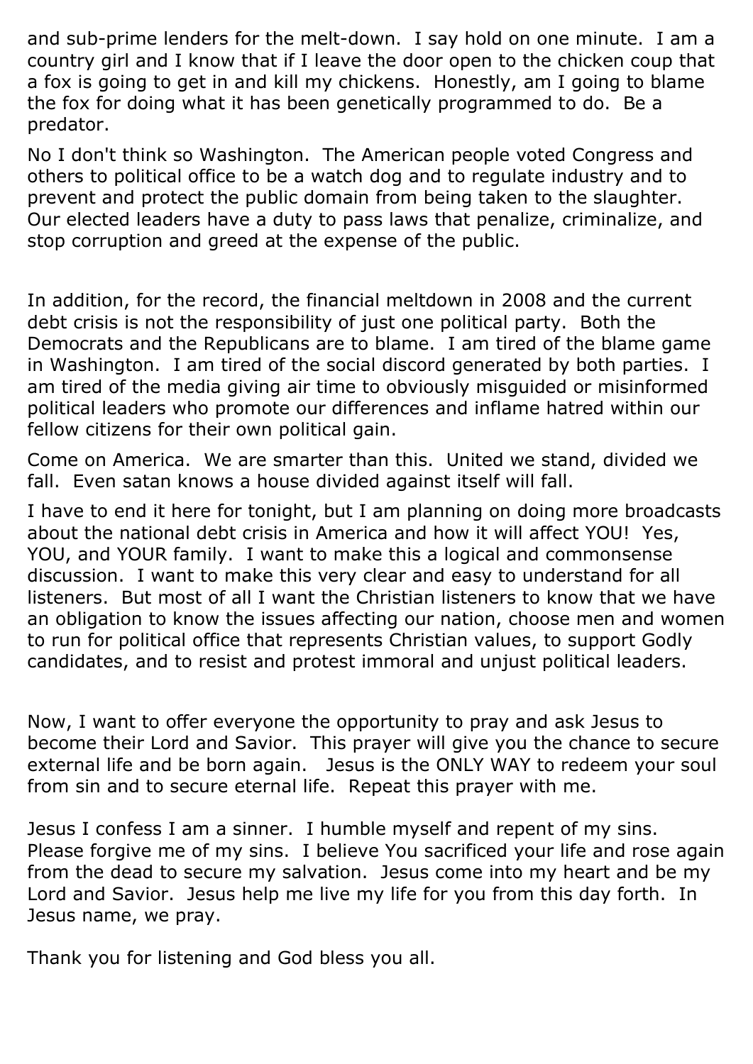and sub-prime lenders for the melt-down. I say hold on one minute. I am a country girl and I know that if I leave the door open to the chicken coup that a fox is going to get in and kill my chickens. Honestly, am I going to blame the fox for doing what it has been genetically programmed to do. Be a predator.

No I don't think so Washington. The American people voted Congress and others to political office to be a watch dog and to regulate industry and to prevent and protect the public domain from being taken to the slaughter. Our elected leaders have a duty to pass laws that penalize, criminalize, and stop corruption and greed at the expense of the public.

In addition, for the record, the financial meltdown in 2008 and the current debt crisis is not the responsibility of just one political party. Both the Democrats and the Republicans are to blame. I am tired of the blame game in Washington. I am tired of the social discord generated by both parties. I am tired of the media giving air time to obviously misguided or misinformed political leaders who promote our differences and inflame hatred within our fellow citizens for their own political gain.

Come on America. We are smarter than this. United we stand, divided we fall. Even satan knows a house divided against itself will fall.

I have to end it here for tonight, but I am planning on doing more broadcasts about the national debt crisis in America and how it will affect YOU! Yes, YOU, and YOUR family. I want to make this a logical and commonsense discussion. I want to make this very clear and easy to understand for all listeners. But most of all I want the Christian listeners to know that we have an obligation to know the issues affecting our nation, choose men and women to run for political office that represents Christian values, to support Godly candidates, and to resist and protest immoral and unjust political leaders.

Now, I want to offer everyone the opportunity to pray and ask Jesus to become their Lord and Savior. This prayer will give you the chance to secure external life and be born again. Jesus is the ONLY WAY to redeem your soul from sin and to secure eternal life. Repeat this prayer with me.

Jesus I confess I am a sinner. I humble myself and repent of my sins. Please forgive me of my sins. I believe You sacrificed your life and rose again from the dead to secure my salvation. Jesus come into my heart and be my Lord and Savior. Jesus help me live my life for you from this day forth. In Jesus name, we pray.

Thank you for listening and God bless you all.